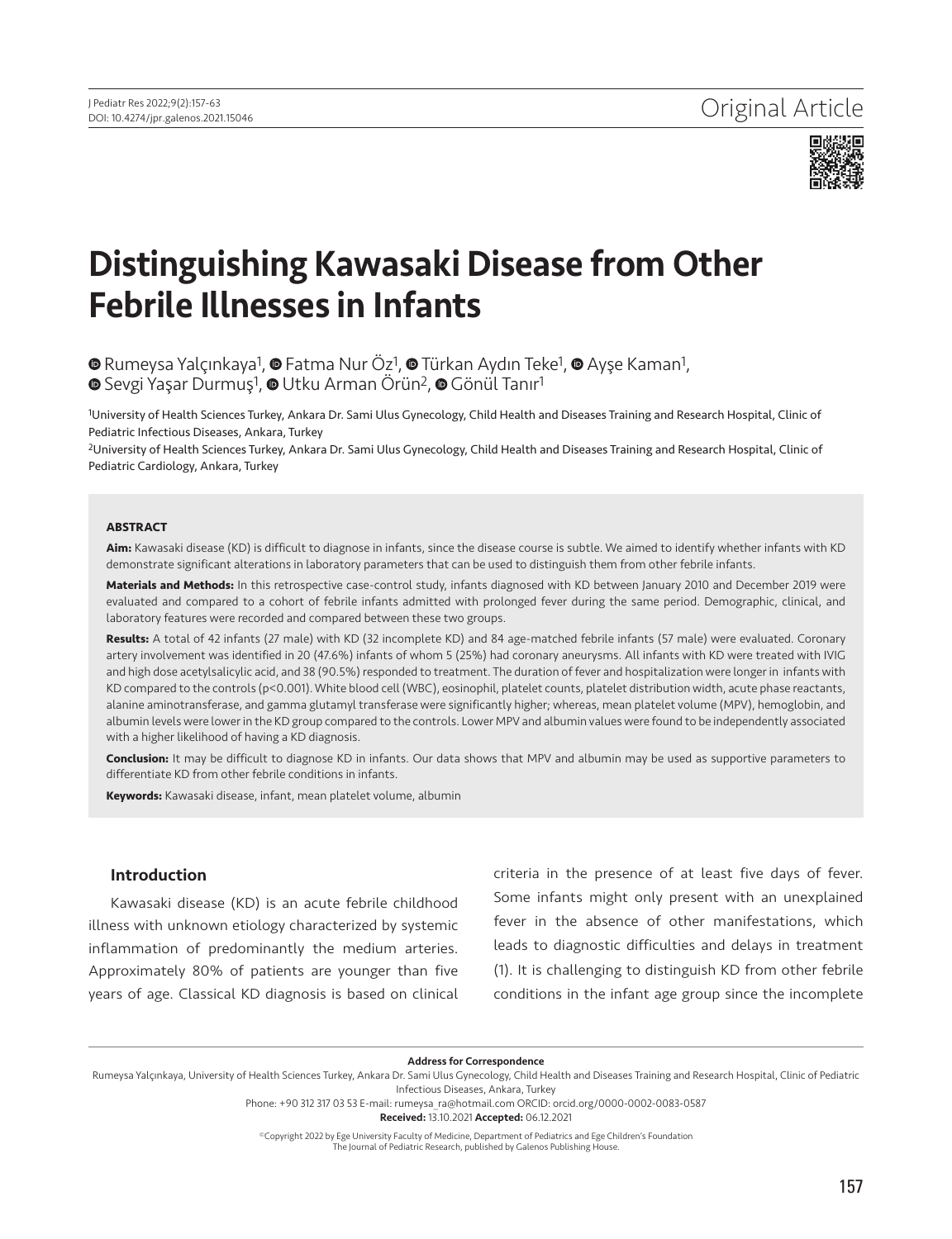Original Article

# Distinguishing Kawasaki Disease from Other Febrile Illnesses in Infants

Rumeysa Yalçınkaya[1], Fatma Nur Öz[1], Türkan Aydın Teke[1], Ayşe Kaman[1], Sevgi Yaşar Durmuş[1], Utku Arman Örün[2], Gönül Tanır[1]

[1]University of Health Sciences Turkey, Ankara Dr. Sami Ulus Gynecology, Child Health and Diseases Training and Research Hospital, Clinic of Pediatric Infectious Diseases, Ankara, Turkey

[2]University of Health Sciences Turkey, Ankara Dr. Sami Ulus Gynecology, Child Health and Diseases Training and Research Hospital, Clinic of Pediatric Cardiology, Ankara, Turkey

### ABSTRACT

**Aim:** Kawasaki disease (KD) is difficult to diagnose in infants, since the disease course is subtle. We aimed to identify whether infants with KD demonstrate significant alterations in laboratory parameters that can be used to distinguish them from other febrile infants.

**Materials and Methods:** In this retrospective case-control study, infants diagnosed with KD between January 2010 and December 2019 were evaluated and compared to a cohort of febrile infants admitted with prolonged fever during the same period. Demographic, clinical, and laboratory features were recorded and compared between these two groups.

**Results:** A total of 42 infants (27 male) with KD (32 incomplete KD) and 84 age-matched febrile infants (57 male) were evaluated. Coronary artery involvement was identified in 20 (47.6%) infants of whom 5 (25%) had coronary aneurysms. All infants with KD were treated with IVIG and high dose acetylsalicylic acid, and 38 (90.5%) responded to treatment. The duration of fever and hospitalization were longer in infants with KD compared to the controls ($p<0.001$). White blood cell (WBC), eosinophil, platelet counts, platelet distribution width, acute phase reactants, alanine aminotransferase, and gamma glutamyl transferase were significantly higher; whereas, mean platelet volume (MPV), hemoglobin, and albumin levels were lower in the KD group compared to the controls. Lower MPV and albumin values were found to be independently associated with a higher likelihood of having a KD diagnosis.

**Conclusion:** It may be difficult to diagnose KD in infants. Our data shows that MPV and albumin may be used as supportive parameters to differentiate KD from other febrile conditions in infants.

**Keywords:** Kawasaki disease, infant, mean platelet volume, albumin

## Introduction

Kawasaki disease (KD) is an acute febrile childhood illness with unknown etiology characterized by systemic inflammation of predominantly the medium arteries. Approximately 80% of patients are younger than five years of age. Classical KD diagnosis is based on clinical criteria in the presence of at least five days of fever. Some infants might only present with an unexplained fever in the absence of other manifestations, which leads to diagnostic difficulties and delays in treatment (1). It is challenging to distinguish KD from other febrile conditions in the infant age group since the incomplete

**Address for Correspondence**

Rumeysa Yalçınkaya, University of Health Sciences Turkey, Ankara Dr. Sami Ulus Gynecology, Child Health and Diseases Training and Research Hospital, Clinic of Pediatric Infectious Diseases, Ankara, Turkey

Phone: +90 312 317 03 53 E-mail: rumeysa_ra@hotmail.com ORCID: orcid.org/0000-0002-0083-0587

**Received:** 13.10.2021 **Accepted:** 06.12.2021

©Copyright 2022 by Ege University Faculty of Medicine, Department of Pediatrics and Ege Children's Foundation
The Journal of Pediatric Research, published by Galenos Publishing House.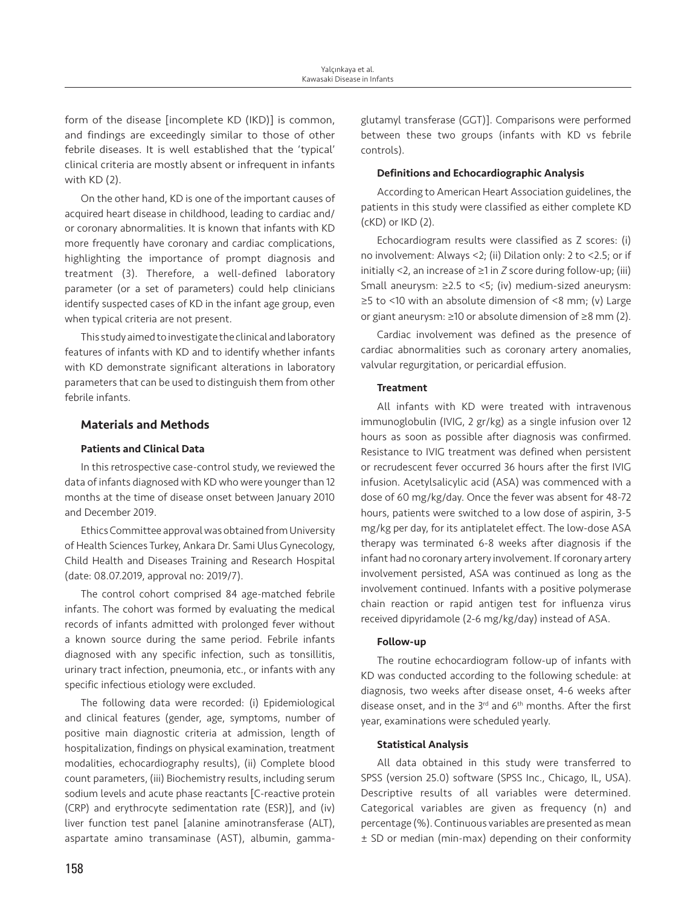form of the disease [incomplete KD (IKD)] is common, and findings are exceedingly similar to those of other febrile diseases. It is well established that the 'typical' clinical criteria are mostly absent or infrequent in infants with KD (2).

On the other hand, KD is one of the important causes of acquired heart disease in childhood, leading to cardiac and/or coronary abnormalities. It is known that infants with KD more frequently have coronary and cardiac complications, highlighting the importance of prompt diagnosis and treatment (3). Therefore, a well-defined laboratory parameter (or a set of parameters) could help clinicians identify suspected cases of KD in the infant age group, even when typical criteria are not present.

This study aimed to investigate the clinical and laboratory features of infants with KD and to identify whether infants with KD demonstrate significant alterations in laboratory parameters that can be used to distinguish them from other febrile infants.

## Materials and Methods

### Patients and Clinical Data

In this retrospective case-control study, we reviewed the data of infants diagnosed with KD who were younger than 12 months at the time of disease onset between January 2010 and December 2019.

Ethics Committee approval was obtained from University of Health Sciences Turkey, Ankara Dr. Sami Ulus Gynecology, Child Health and Diseases Training and Research Hospital (date: 08.07.2019, approval no: 2019/7).

The control cohort comprised 84 age-matched febrile infants. The cohort was formed by evaluating the medical records of infants admitted with prolonged fever without a known source during the same period. Febrile infants diagnosed with any specific infection, such as tonsillitis, urinary tract infection, pneumonia, etc., or infants with any specific infectious etiology were excluded.

The following data were recorded: (i) Epidemiological and clinical features (gender, age, symptoms, number of positive main diagnostic criteria at admission, length of hospitalization, findings on physical examination, treatment modalities, echocardiography results), (ii) Complete blood count parameters, (iii) Biochemistry results, including serum sodium levels and acute phase reactants [C-reactive protein (CRP) and erythrocyte sedimentation rate (ESR)], and (iv) liver function test panel [alanine aminotransferase (ALT), aspartate amino transaminase (AST), albumin, gamma-glutamyl transferase (GGT)]. Comparisons were performed between these two groups (infants with KD vs febrile controls).

### Definitions and Echocardiographic Analysis

According to American Heart Association guidelines, the patients in this study were classified as either complete KD (cKD) or IKD (2).

Echocardiogram results were classified as Z scores: (i) no involvement: Always <2; (ii) Dilation only: 2 to <2.5; or if initially <2, an increase of ≥1 in *Z* score during follow-up; (iii) Small aneurysm: ≥2.5 to <5; (iv) medium-sized aneurysm: ≥5 to <10 with an absolute dimension of <8 mm; (v) Large or giant aneurysm: ≥10 or absolute dimension of ≥8 mm (2).

Cardiac involvement was defined as the presence of cardiac abnormalities such as coronary artery anomalies, valvular regurgitation, or pericardial effusion.

### Treatment

All infants with KD were treated with intravenous immunoglobulin (IVIG, 2 gr/kg) as a single infusion over 12 hours as soon as possible after diagnosis was confirmed. Resistance to IVIG treatment was defined when persistent or recrudescent fever occurred 36 hours after the first IVIG infusion. Acetylsalicylic acid (ASA) was commenced with a dose of 60 mg/kg/day. Once the fever was absent for 48-72 hours, patients were switched to a low dose of aspirin, 3-5 mg/kg per day, for its antiplatelet effect. The low-dose ASA therapy was terminated 6-8 weeks after diagnosis if the infant had no coronary artery involvement. If coronary artery involvement persisted, ASA was continued as long as the involvement continued. Infants with a positive polymerase chain reaction or rapid antigen test for influenza virus received dipyridamole (2-6 mg/kg/day) instead of ASA.

### Follow-up

The routine echocardiogram follow-up of infants with KD was conducted according to the following schedule: at diagnosis, two weeks after disease onset, 4-6 weeks after disease onset, and in the 3rd and 6th months. After the first year, examinations were scheduled yearly.

### Statistical Analysis

All data obtained in this study were transferred to SPSS (version 25.0) software (SPSS Inc., Chicago, IL, USA). Descriptive results of all variables were determined. Categorical variables are given as frequency (n) and percentage (%). Continuous variables are presented as mean ± SD or median (min-max) depending on their conformity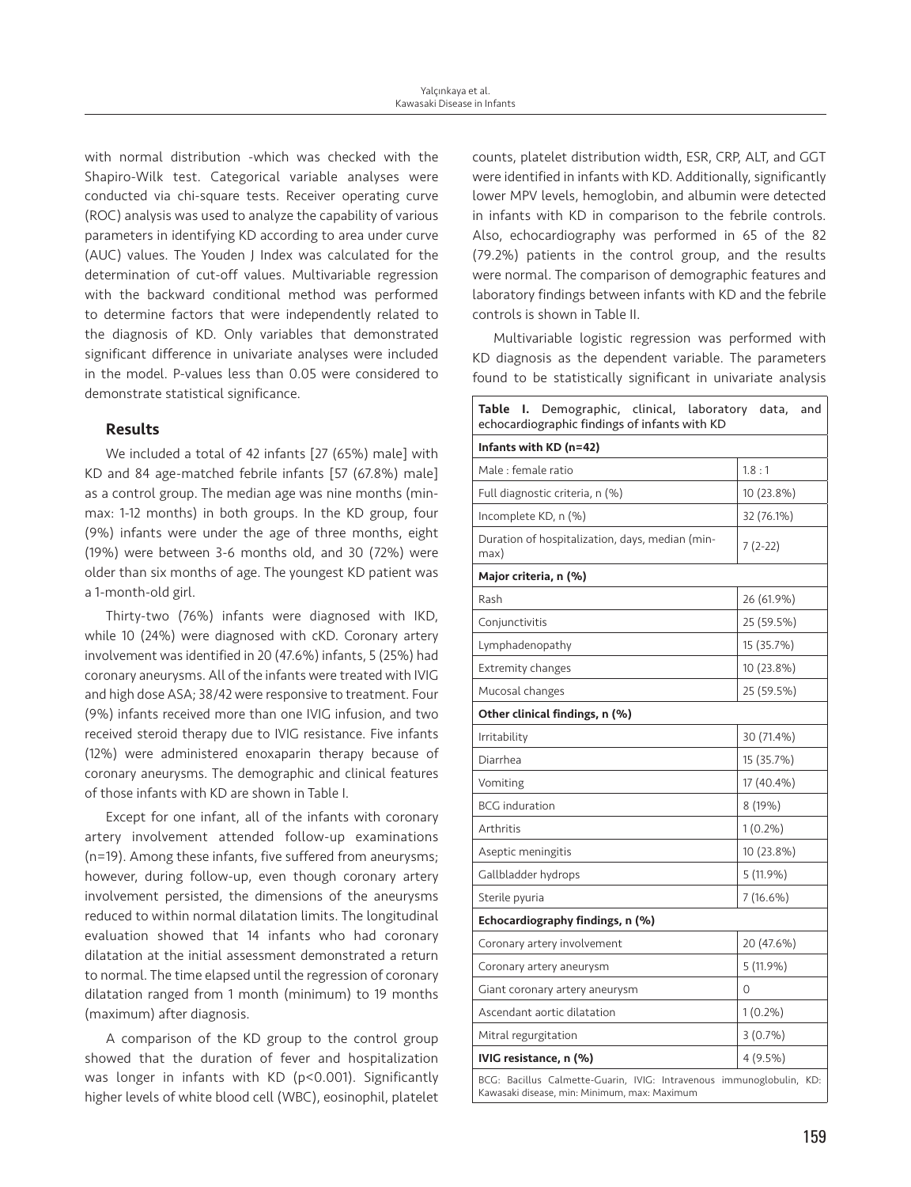with normal distribution -which was checked with the Shapiro-Wilk test. Categorical variable analyses were conducted via chi-square tests. Receiver operating curve (ROC) analysis was used to analyze the capability of various parameters in identifying KD according to area under curve (AUC) values. The Youden J Index was calculated for the determination of cut-off values. Multivariable regression with the backward conditional method was performed to determine factors that were independently related to the diagnosis of KD. Only variables that demonstrated significant difference in univariate analyses were included in the model. P-values less than 0.05 were considered to demonstrate statistical significance.

## Results

We included a total of 42 infants [27 (65%) male] with KD and 84 age-matched febrile infants [57 (67.8%) male] as a control group. The median age was nine months (min-max: 1-12 months) in both groups. In the KD group, four (9%) infants were under the age of three months, eight (19%) were between 3-6 months old, and 30 (72%) were older than six months of age. The youngest KD patient was a 1-month-old girl.

Thirty-two (76%) infants were diagnosed with IKD, while 10 (24%) were diagnosed with cKD. Coronary artery involvement was identified in 20 (47.6%) infants, 5 (25%) had coronary aneurysms. All of the infants were treated with IVIG and high dose ASA; 38/42 were responsive to treatment. Four (9%) infants received more than one IVIG infusion, and two received steroid therapy due to IVIG resistance. Five infants (12%) were administered enoxaparin therapy because of coronary aneurysms. The demographic and clinical features of those infants with KD are shown in Table I.

Except for one infant, all of the infants with coronary artery involvement attended follow-up examinations (n=19). Among these infants, five suffered from aneurysms; however, during follow-up, even though coronary artery involvement persisted, the dimensions of the aneurysms reduced to within normal dilatation limits. The longitudinal evaluation showed that 14 infants who had coronary dilatation at the initial assessment demonstrated a return to normal. The time elapsed until the regression of coronary dilatation ranged from 1 month (minimum) to 19 months (maximum) after diagnosis.

A comparison of the KD group to the control group showed that the duration of fever and hospitalization was longer in infants with KD (p<0.001). Significantly higher levels of white blood cell (WBC), eosinophil, platelet counts, platelet distribution width, ESR, CRP, ALT, and GGT were identified in infants with KD. Additionally, significantly lower MPV levels, hemoglobin, and albumin were detected in infants with KD in comparison to the febrile controls. Also, echocardiography was performed in 65 of the 82 (79.2%) patients in the control group, and the results were normal. The comparison of demographic features and laboratory findings between infants with KD and the febrile controls is shown in Table II.

Multivariable logistic regression was performed with KD diagnosis as the dependent variable. The parameters found to be statistically significant in univariate analysis

**Table I.** Demographic, clinical, laboratory data, and echocardiographic findings of infants with KD

| **Infants with KD (n=42)** | |
|---|---|
| Male : female ratio | 1.8 : 1 |
| Full diagnostic criteria, n (%) | 10 (23.8%) |
| Incomplete KD, n (%) | 32 (76.1%) |
| Duration of hospitalization, days, median (min-max) | 7 (2-22) |
| **Major criteria, n (%)** | |
| Rash | 26 (61.9%) |
| Conjunctivitis | 25 (59.5%) |
| Lymphadenopathy | 15 (35.7%) |
| Extremity changes | 10 (23.8%) |
| Mucosal changes | 25 (59.5%) |
| **Other clinical findings, n (%)** | |
| Irritability | 30 (71.4%) |
| Diarrhea | 15 (35.7%) |
| Vomiting | 17 (40.4%) |
| BCG induration | 8 (19%) |
| Arthritis | 1 (0.2%) |
| Aseptic meningitis | 10 (23.8%) |
| Gallbladder hydrops | 5 (11.9%) |
| Sterile pyuria | 7 (16.6%) |
| **Echocardiography findings, n (%)** | |
| Coronary artery involvement | 20 (47.6%) |
| Coronary artery aneurysm | 5 (11.9%) |
| Giant coronary artery aneurysm | 0 |
| Ascendant aortic dilatation | 1 (0.2%) |
| Mitral regurgitation | 3 (0.7%) |
| **IVIG resistance, n (%)** | 4 (9.5%) |

BCG: Bacillus Calmette-Guarin, IVIG: Intravenous immunoglobulin, KD: Kawasaki disease, min: Minimum, max: Maximum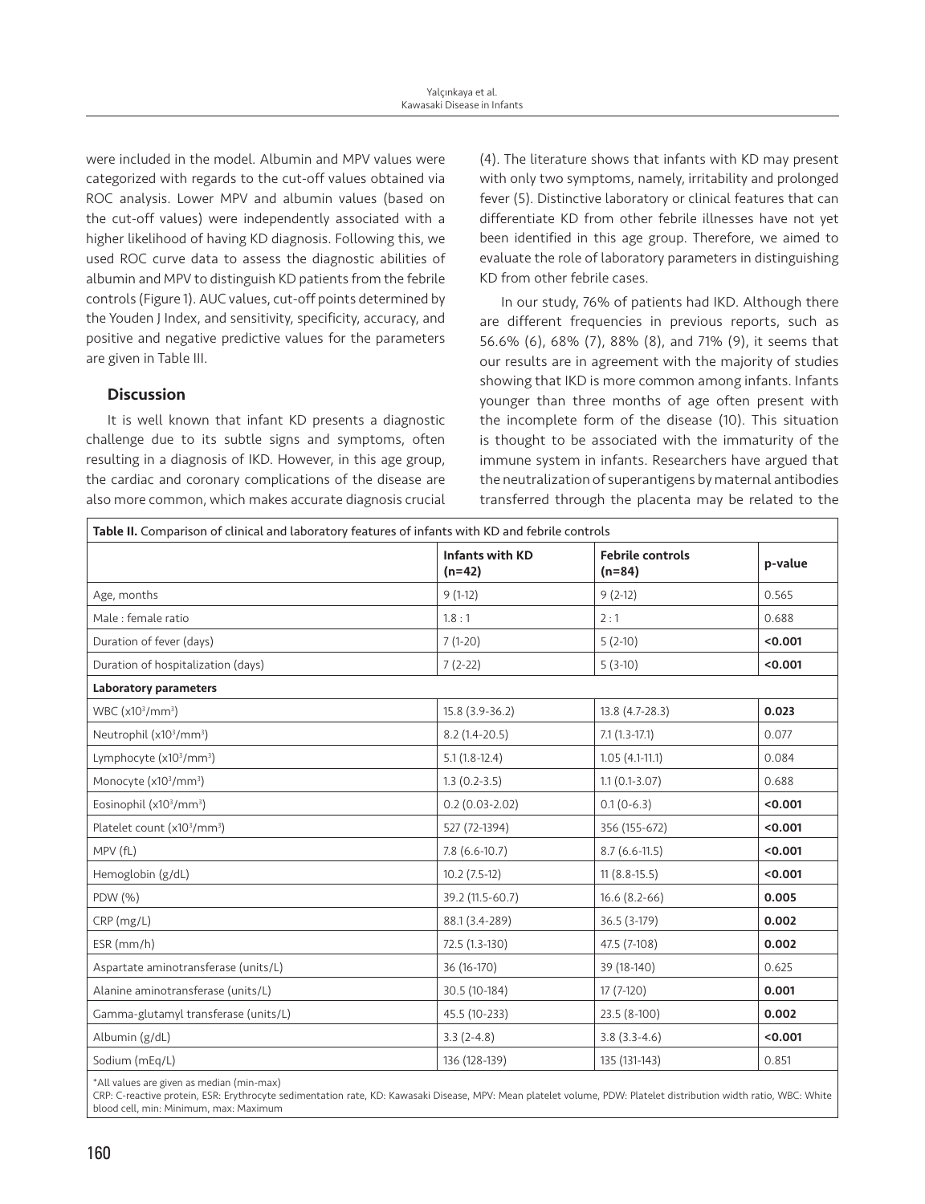were included in the model. Albumin and MPV values were categorized with regards to the cut-off values obtained via ROC analysis. Lower MPV and albumin values (based on the cut-off values) were independently associated with a higher likelihood of having KD diagnosis. Following this, we used ROC curve data to assess the diagnostic abilities of albumin and MPV to distinguish KD patients from the febrile controls (Figure 1). AUC values, cut-off points determined by the Youden J Index, and sensitivity, specificity, accuracy, and positive and negative predictive values for the parameters are given in Table III.

## Discussion

It is well known that infant KD presents a diagnostic challenge due to its subtle signs and symptoms, often resulting in a diagnosis of IKD. However, in this age group, the cardiac and coronary complications of the disease are also more common, which makes accurate diagnosis crucial (4). The literature shows that infants with KD may present with only two symptoms, namely, irritability and prolonged fever (5). Distinctive laboratory or clinical features that can differentiate KD from other febrile illnesses have not yet been identified in this age group. Therefore, we aimed to evaluate the role of laboratory parameters in distinguishing KD from other febrile cases.

In our study, 76% of patients had IKD. Although there are different frequencies in previous reports, such as 56.6% (6), 68% (7), 88% (8), and 71% (9), it seems that our results are in agreement with the majority of studies showing that IKD is more common among infants. Infants younger than three months of age often present with the incomplete form of the disease (10). This situation is thought to be associated with the immaturity of the immune system in infants. Researchers have argued that the neutralization of superantigens by maternal antibodies transferred through the placenta may be related to the

**Table II.** Comparison of clinical and laboratory features of infants with KD and febrile controls

| | Infants with KD (n=42) | Febrile controls (n=84) | p-value |
|---|---|---|---|
| Age, months | 9 (1-12) | 9 (2-12) | 0.565 |
| Male : female ratio | 1.8 : 1 | 2 : 1 | 0.688 |
| Duration of fever (days) | 7 (1-20) | 5 (2-10) | **<0.001** |
| Duration of hospitalization (days) | 7 (2-22) | 5 (3-10) | **<0.001** |
| **Laboratory parameters** | | | |
| WBC ($x10^3/mm^3$) | 15.8 (3.9-36.2) | 13.8 (4.7-28.3) | **0.023** |
| Neutrophil ($x10^3/mm^3$) | 8.2 (1.4-20.5) | 7.1 (1.3-17.1) | 0.077 |
| Lymphocyte ($x10^3/mm^3$) | 5.1 (1.8-12.4) | 1.05 (4.1-11.1) | 0.084 |
| Monocyte ($x10^3/mm^3$) | 1.3 (0.2-3.5) | 1.1 (0.1-3.07) | 0.688 |
| Eosinophil ($x10^3/mm^3$) | 0.2 (0.03-2.02) | 0.1 (0-6.3) | **<0.001** |
| Platelet count ($x10^3/mm^3$) | 527 (72-1394) | 356 (155-672) | **<0.001** |
| MPV (fL) | 7.8 (6.6-10.7) | 8.7 (6.6-11.5) | **<0.001** |
| Hemoglobin (g/dL) | 10.2 (7.5-12) | 11 (8.8-15.5) | **<0.001** |
| PDW (%) | 39.2 (11.5-60.7) | 16.6 (8.2-66) | **0.005** |
| CRP (mg/L) | 88.1 (3.4-289) | 36.5 (3-179) | **0.002** |
| ESR (mm/h) | 72.5 (1.3-130) | 47.5 (7-108) | **0.002** |
| Aspartate aminotransferase (units/L) | 36 (16-170) | 39 (18-140) | 0.625 |
| Alanine aminotransferase (units/L) | 30.5 (10-184) | 17 (7-120) | **0.001** |
| Gamma-glutamyl transferase (units/L) | 45.5 (10-233) | 23.5 (8-100) | **0.002** |
| Albumin (g/dL) | 3.3 (2-4.8) | 3.8 (3.3-4.6) | **<0.001** |
| Sodium (mEq/L) | 136 (128-139) | 135 (131-143) | 0.851 |

*All values are given as median (min-max)
CRP: C-reactive protein, ESR: Erythrocyte sedimentation rate, KD: Kawasaki Disease, MPV: Mean platelet volume, PDW: Platelet distribution width ratio, WBC: White blood cell, min: Minimum, max: Maximum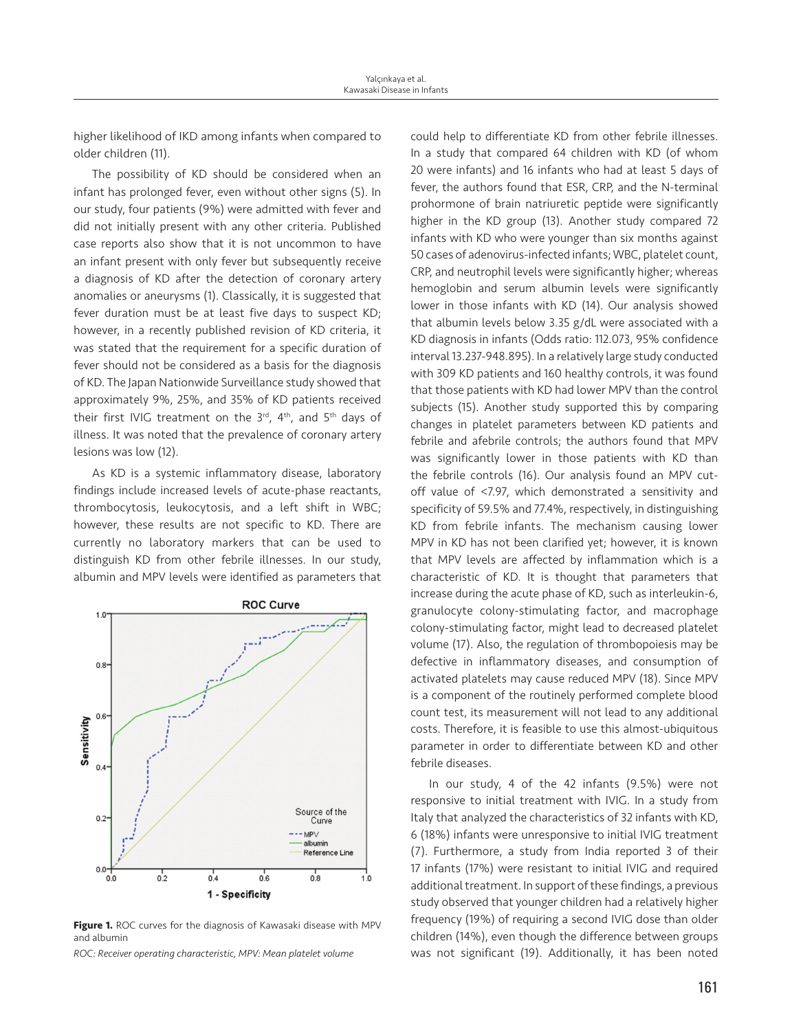higher likelihood of IKD among infants when compared to older children (11).

The possibility of KD should be considered when an infant has prolonged fever, even without other signs (5). In our study, four patients (9%) were admitted with fever and did not initially present with any other criteria. Published case reports also show that it is not uncommon to have an infant present with only fever but subsequently receive a diagnosis of KD after the detection of coronary artery anomalies or aneurysms (1). Classically, it is suggested that fever duration must be at least five days to suspect KD; however, in a recently published revision of KD criteria, it was stated that the requirement for a specific duration of fever should not be considered as a basis for the diagnosis of KD. The Japan Nationwide Surveillance study showed that approximately 9%, 25%, and 35% of KD patients received their first IVIG treatment on the 3rd, 4th, and 5th days of illness. It was noted that the prevalence of coronary artery lesions was low (12).

As KD is a systemic inflammatory disease, laboratory findings include increased levels of acute-phase reactants, thrombocytosis, leukocytosis, and a left shift in WBC; however, these results are not specific to KD. There are currently no laboratory markers that can be used to distinguish KD from other febrile illnesses. In our study, albumin and MPV levels were identified as parameters that could help to differentiate KD from other febrile illnesses. In a study that compared 64 children with KD (of whom 20 were infants) and 16 infants who had at least 5 days of fever, the authors found that ESR, CRP, and the N-terminal prohormone of brain natriuretic peptide were significantly higher in the KD group (13). Another study compared 72 infants with KD who were younger than six months against 50 cases of adenovirus-infected infants; WBC, platelet count, CRP, and neutrophil levels were significantly higher; whereas hemoglobin and serum albumin levels were significantly lower in those infants with KD (14). Our analysis showed that albumin levels below 3.35 g/dL were associated with a KD diagnosis in infants (Odds ratio: 112.073, 95% confidence interval 13.237-948.895). In a relatively large study conducted with 309 KD patients and 160 healthy controls, it was found that those patients with KD had lower MPV than the control subjects (15). Another study supported this by comparing changes in platelet parameters between KD patients and febrile and afebrile controls; the authors found that MPV was significantly lower in those patients with KD than the febrile controls (16). Our analysis found an MPV cut-off value of <7.97, which demonstrated a sensitivity and specificity of 59.5% and 77.4%, respectively, in distinguishing KD from febrile infants. The mechanism causing lower MPV in KD has not been clarified yet; however, it is known that MPV levels are affected by inflammation which is a characteristic of KD. It is thought that parameters that increase during the acute phase of KD, such as interleukin-6, granulocyte colony-stimulating factor, and macrophage colony-stimulating factor, might lead to decreased platelet volume (17). Also, the regulation of thrombopoiesis may be defective in inflammatory diseases, and consumption of activated platelets may cause reduced MPV (18). Since MPV is a component of the routinely performed complete blood count test, its measurement will not lead to any additional costs. Therefore, it is feasible to use this almost-ubiquitous parameter in order to differentiate between KD and other febrile diseases.

**Figure 1.** ROC curves for the diagnosis of Kawasaki disease with MPV and albumin

*ROC: Receiver operating characteristic, MPV: Mean platelet volume*

In our study, 4 of the 42 infants (9.5%) were not responsive to initial treatment with IVIG. In a study from Italy that analyzed the characteristics of 32 infants with KD, 6 (18%) infants were unresponsive to initial IVIG treatment (7). Furthermore, a study from India reported 3 of their 17 infants (17%) were resistant to initial IVIG and required additional treatment. In support of these findings, a previous study observed that younger children had a relatively higher frequency (19%) of requiring a second IVIG dose than older children (14%), even though the difference between groups was not significant (19). Additionally, it has been noted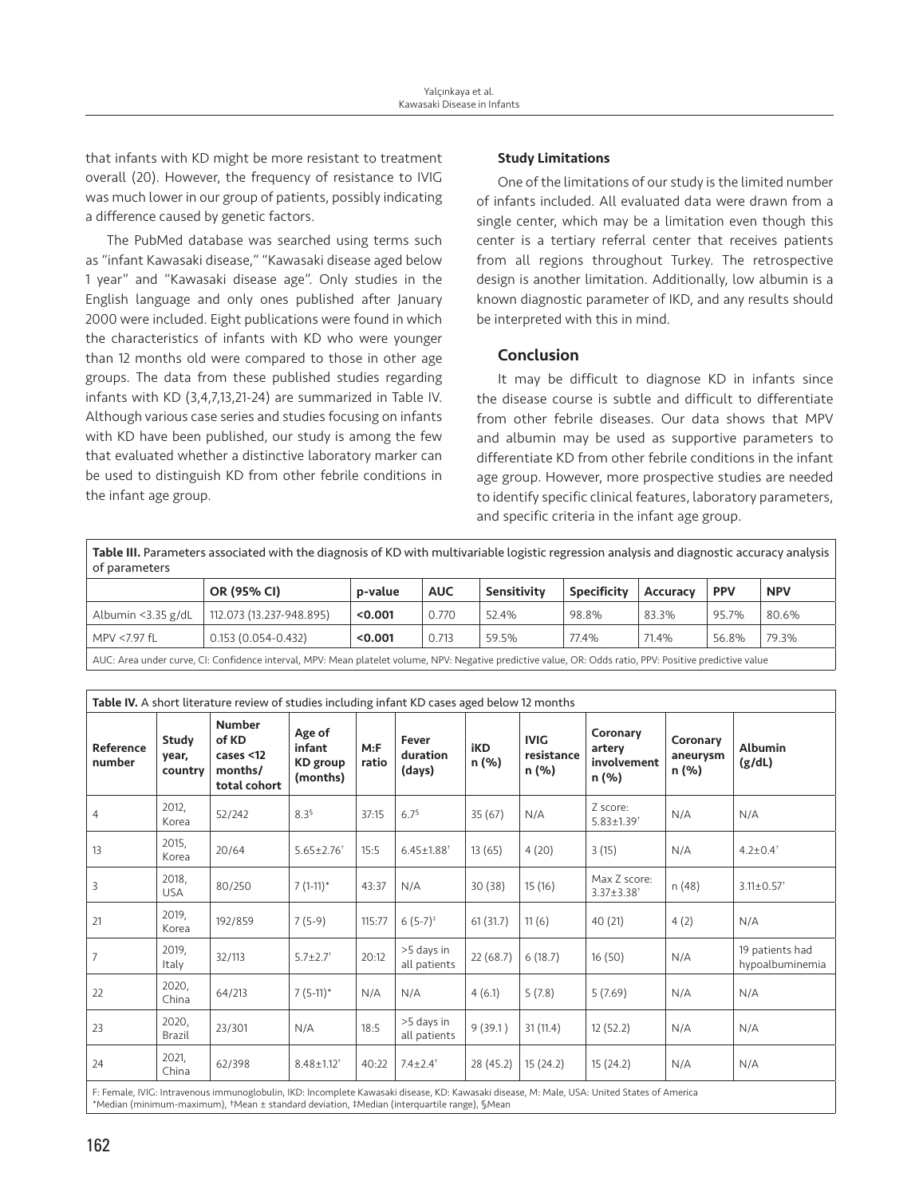that infants with KD might be more resistant to treatment overall (20). However, the frequency of resistance to IVIG was much lower in our group of patients, possibly indicating a difference caused by genetic factors.

The PubMed database was searched using terms such as "infant Kawasaki disease," "Kawasaki disease aged below 1 year" and "Kawasaki disease age". Only studies in the English language and only ones published after January 2000 were included. Eight publications were found in which the characteristics of infants with KD who were younger than 12 months old were compared to those in other age groups. The data from these published studies regarding infants with KD (3,4,7,13,21-24) are summarized in Table IV. Although various case series and studies focusing on infants with KD have been published, our study is among the few that evaluated whether a distinctive laboratory marker can be used to distinguish KD from other febrile conditions in the infant age group.

### Study Limitations

One of the limitations of our study is the limited number of infants included. All evaluated data were drawn from a single center, which may be a limitation even though this center is a tertiary referral center that receives patients from all regions throughout Turkey. The retrospective design is another limitation. Additionally, low albumin is a known diagnostic parameter of IKD, and any results should be interpreted with this in mind.

## Conclusion

It may be difficult to diagnose KD in infants since the disease course is subtle and difficult to differentiate from other febrile diseases. Our data shows that MPV and albumin may be used as supportive parameters to differentiate KD from other febrile conditions in the infant age group. However, more prospective studies are needed to identify specific clinical features, laboratory parameters, and specific criteria in the infant age group.

**Table III.** Parameters associated with the diagnosis of KD with multivariable logistic regression analysis and diagnostic accuracy analysis of parameters

| | OR (95% CI) | p-value | AUC | Sensitivity | Specificity | Accuracy | PPV | NPV |
|---|---|---|---|---|---|---|---|---|
| Albumin <3.35 g/dL | 112.073 (13.237-948.895) | **<0.001** | 0.770 | 52.4% | 98.8% | 83.3% | 95.7% | 80.6% |
| MPV <7.97 fL | 0.153 (0.054-0.432) | **<0.001** | 0.713 | 59.5% | 77.4% | 71.4% | 56.8% | 79.3% |

AUC: Area under curve, CI: Confidence interval, MPV: Mean platelet volume, NPV: Negative predictive value, OR: Odds ratio, PPV: Positive predictive value

**Table IV.** A short literature review of studies including infant KD cases aged below 12 months

| Reference number | Study year, country | Number of KD cases <12 months/ total cohort | Age of infant KD group (months) | M:F ratio | Fever duration (days) | iKD n (%) | IVIG resistance n (%) | Coronary artery involvement n (%) | Coronary aneurysm n (%) | Albumin (g/dL) |
|---|---|---|---|---|---|---|---|---|---|---|
| 4 | 2012, Korea | 52/242 | 8.3§ | 37:15 | 6.7§ | 35 (67) | N/A | Z score: 5.83±1.39† | N/A | N/A |
| 13 | 2015, Korea | 20/64 | 5.65±2.76† | 15:5 | 6.45±1.88† | 13 (65) | 4 (20) | 3 (15) | N/A | 4.2±0.4† |
| 3 | 2018, USA | 80/250 | 7 (1-11)* | 43:37 | N/A | 30 (38) | 15 (16) | Max Z score: 3.37±3.38† | n (48) | 3.11±0.57† |
| 21 | 2019, Korea | 192/859 | 7 (5-9) | 115:77 | 6 (5-7)‡ | 61 (31.7) | 11 (6) | 40 (21) | 4 (2) | N/A |
| 7 | 2019, Italy | 32/113 | 5.7±2.7† | 20:12 | >5 days in all patients | 22 (68.7) | 6 (18.7) | 16 (50) | N/A | 19 patients had hypoalbuminemia |
| 22 | 2020, China | 64/213 | 7 (5-11)* | N/A | N/A | 4 (6.1) | 5 (7.8) | 5 (7.69) | N/A | N/A |
| 23 | 2020, Brazil | 23/301 | N/A | 18:5 | >5 days in all patients | 9 (39.1) | 31 (11.4) | 12 (52.2) | N/A | N/A |
| 24 | 2021, China | 62/398 | 8.48±1.12† | 40:22 | 7.4±2.4† | 28 (45.2) | 15 (24.2) | 15 (24.2) | N/A | N/A |

F: Female, IVIG: Intravenous immunoglobulin, IKD: Incomplete Kawasaki disease, KD: Kawasaki disease, M: Male, USA: United States of America
*Median (minimum-maximum), †Mean ± standard deviation, ‡Median (interquartile range), §Mean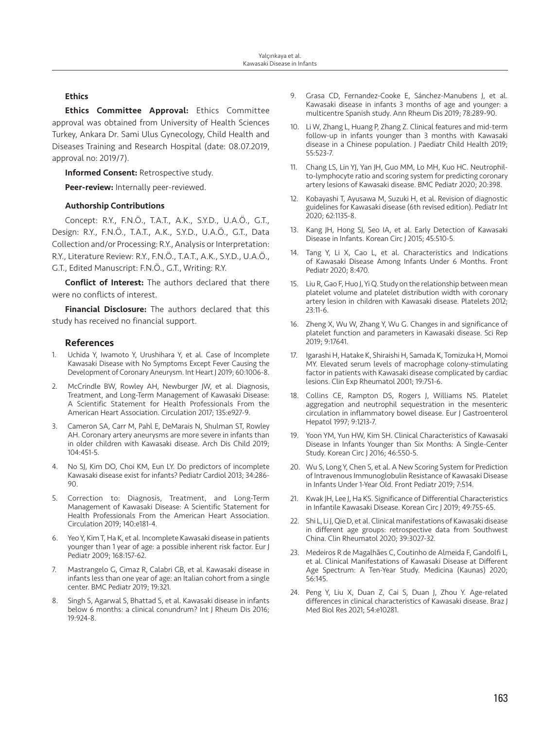### Ethics

**Ethics Committee Approval:** Ethics Committee approval was obtained from University of Health Sciences Turkey, Ankara Dr. Sami Ulus Gynecology, Child Health and Diseases Training and Research Hospital (date: 08.07.2019, approval no: 2019/7).

**Informed Consent:** Retrospective study.

**Peer-review:** Internally peer-reviewed.

#### Authorship Contributions

Concept: R.Y., F.N.Ö., T.A.T., A.K., S.Y.D., U.A.Ö., G.T., Design: R.Y., F.N.Ö., T.A.T., A.K., S.Y.D., U.A.Ö., G.T., Data Collection and/or Processing: R.Y., Analysis or Interpretation: R.Y., Literature Review: R.Y., F.N.Ö., T.A.T., A.K., S.Y.D., U.A.Ö., G.T., Edited Manuscript: F.N.Ö., G.T., Writing: R.Y.

**Conflict of Interest:** The authors declared that there were no conflicts of interest.

**Financial Disclosure:** The authors declared that this study has received no financial support.

## References

1. Uchida Y, Iwamoto Y, Urushihara Y, et al. Case of Incomplete Kawasaki Disease with No Symptoms Except Fever Causing the Development of Coronary Aneurysm. Int Heart J 2019; 60:1006-8.
2. McCrindle BW, Rowley AH, Newburger JW, et al. Diagnosis, Treatment, and Long-Term Management of Kawasaki Disease: A Scientific Statement for Health Professionals From the American Heart Association. Circulation 2017; 135:e927-9.
3. Cameron SA, Carr M, Pahl E, DeMarais N, Shulman ST, Rowley AH. Coronary artery aneurysms are more severe in infants than in older children with Kawasaki disease. Arch Dis Child 2019; 104:451-5.
4. No SJ, Kim DO, Choi KM, Eun LY. Do predictors of incomplete Kawasaki disease exist for infants? Pediatr Cardiol 2013; 34:286-90.
5. Correction to: Diagnosis, Treatment, and Long-Term Management of Kawasaki Disease: A Scientific Statement for Health Professionals From the American Heart Association. Circulation 2019; 140:e181-4.
6. Yeo Y, Kim T, Ha K, et al. Incomplete Kawasaki disease in patients younger than 1 year of age: a possible inherent risk factor. Eur J Pediatr 2009; 168:157-62.
7. Mastrangelo G, Cimaz R, Calabri GB, et al. Kawasaki disease in infants less than one year of age: an Italian cohort from a single center. BMC Pediatr 2019; 19:321.
8. Singh S, Agarwal S, Bhattad S, et al. Kawasaki disease in infants below 6 months: a clinical conundrum? Int J Rheum Dis 2016; 19:924-8.
9. Grasa CD, Fernandez-Cooke E, Sánchez-Manubens J, et al. Kawasaki disease in infants 3 months of age and younger: a multicentre Spanish study. Ann Rheum Dis 2019; 78:289-90.
10. Li W, Zhang L, Huang P, Zhang Z. Clinical features and mid-term follow-up in infants younger than 3 months with Kawasaki disease in a Chinese population. J Paediatr Child Health 2019; 55:523-7.
11. Chang LS, Lin YJ, Yan JH, Guo MM, Lo MH, Kuo HC. Neutrophil-to-lymphocyte ratio and scoring system for predicting coronary artery lesions of Kawasaki disease. BMC Pediatr 2020; 20:398.
12. Kobayashi T, Ayusawa M, Suzuki H, et al. Revision of diagnostic guidelines for Kawasaki disease (6th revised edition). Pediatr Int 2020; 62:1135-8.
13. Kang JH, Hong SJ, Seo IA, et al. Early Detection of Kawasaki Disease in Infants. Korean Circ J 2015; 45:510-5.
14. Tang Y, Li X, Cao L, et al. Characteristics and Indications of Kawasaki Disease Among Infants Under 6 Months. Front Pediatr 2020; 8:470.
15. Liu R, Gao F, Huo J, Yi Q. Study on the relationship between mean platelet volume and platelet distribution width with coronary artery lesion in children with Kawasaki disease. Platelets 2012; 23:11-6.
16. Zheng X, Wu W, Zhang Y, Wu G. Changes in and significance of platelet function and parameters in Kawasaki disease. Sci Rep 2019; 9:17641.
17. Igarashi H, Hatake K, Shiraishi H, Samada K, Tomizuka H, Momoi MY. Elevated serum levels of macrophage colony-stimulating factor in patients with Kawasaki disease complicated by cardiac lesions. Clin Exp Rheumatol 2001; 19:751-6.
18. Collins CE, Rampton DS, Rogers J, Williams NS. Platelet aggregation and neutrophil sequestration in the mesenteric circulation in inflammatory bowel disease. Eur J Gastroenterol Hepatol 1997; 9:1213-7.
19. Yoon YM, Yun HW, Kim SH. Clinical Characteristics of Kawasaki Disease in Infants Younger than Six Months: A Single-Center Study. Korean Circ J 2016; 46:550-5.
20. Wu S, Long Y, Chen S, et al. A New Scoring System for Prediction of Intravenous Immunoglobulin Resistance of Kawasaki Disease in Infants Under 1-Year Old. Front Pediatr 2019; 7:514.
21. Kwak JH, Lee J, Ha KS. Significance of Differential Characteristics in Infantile Kawasaki Disease. Korean Circ J 2019; 49:755-65.
22. Shi L, Li J, Qie D, et al. Clinical manifestations of Kawasaki disease in different age groups: retrospective data from Southwest China. Clin Rheumatol 2020; 39:3027-32.
23. Medeiros R de Magalhães C, Coutinho de Almeida F, Gandolfi L, et al. Clinical Manifestations of Kawasaki Disease at Different Age Spectrum: A Ten-Year Study. Medicina (Kaunas) 2020; 56:145.
24. Peng Y, Liu X, Duan Z, Cai S, Duan J, Zhou Y. Age-related differences in clinical characteristics of Kawasaki disease. Braz J Med Biol Res 2021; 54:e10281.